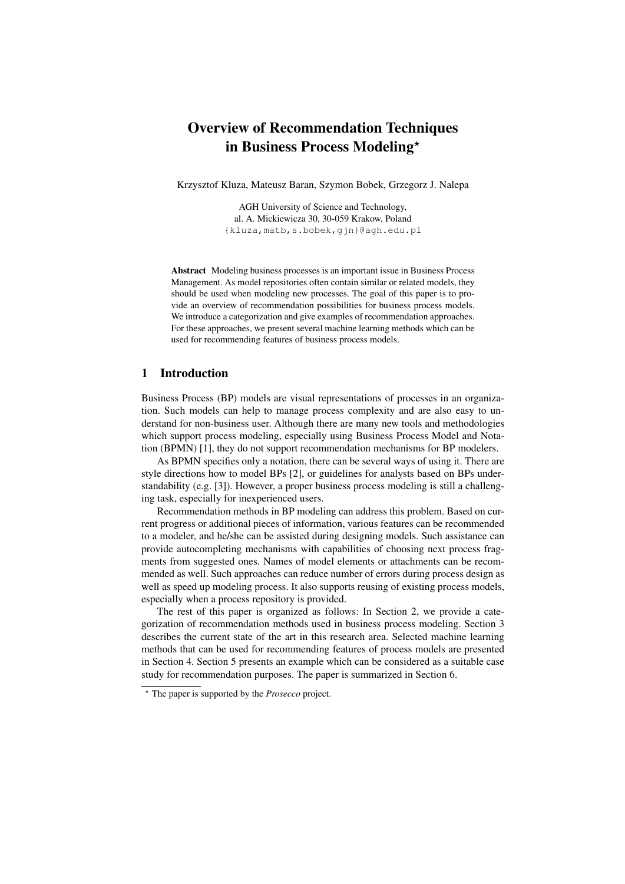# Overview of Recommendation Techniques in Business Process Modeling*

Krzysztof Kluza, Mateusz Baran, Szymon Bobek, Grzegorz J. Nalepa

AGH University of Science and Technology,
al. A. Mickiewicza 30, 30-059 Krakow, Poland
{kluza,matb,s.bobek,gjn}@agh.edu.pl

**Abstract** Modeling business processes is an important issue in Business Process Management. As model repositories often contain similar or related models, they should be used when modeling new processes. The goal of this paper is to provide an overview of recommendation possibilities for business process models. We introduce a categorization and give examples of recommendation approaches. For these approaches, we present several machine learning methods which can be used for recommending features of business process models.

## 1 Introduction

Business Process (BP) models are visual representations of processes in an organization. Such models can help to manage process complexity and are also easy to understand for non-business user. Although there are many new tools and methodologies which support process modeling, especially using Business Process Model and Notation (BPMN) [1], they do not support recommendation mechanisms for BP modelers.

As BPMN specifies only a notation, there can be several ways of using it. There are style directions how to model BPs [2], or guidelines for analysts based on BPs understandability (e.g. [3]). However, a proper business process modeling is still a challenging task, especially for inexperienced users.

Recommendation methods in BP modeling can address this problem. Based on current progress or additional pieces of information, various features can be recommended to a modeler, and he/she can be assisted during designing models. Such assistance can provide autocompleting mechanisms with capabilities of choosing next process fragments from suggested ones. Names of model elements or attachments can be recommended as well. Such approaches can reduce number of errors during process design as well as speed up modeling process. It also supports reusing of existing process models, especially when a process repository is provided.

The rest of this paper is organized as follows: In Section 2, we provide a categorization of recommendation methods used in business process modeling. Section 3 describes the current state of the art in this research area. Selected machine learning methods that can be used for recommending features of process models are presented in Section 4. Section 5 presents an example which can be considered as a suitable case study for recommendation purposes. The paper is summarized in Section 6.

* The paper is supported by the *Prosecco* project.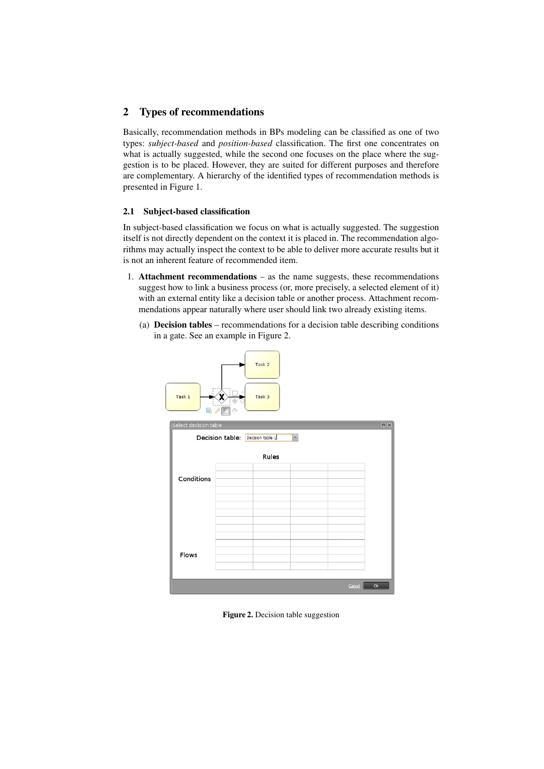## 2 Types of recommendations

Basically, recommendation methods in BPs modeling can be classified as one of two types: *subject-based* and *position-based* classification. The first one concentrates on what is actually suggested, while the second one focuses on the place where the suggestion is to be placed. However, they are suited for different purposes and therefore are complementary. A hierarchy of the identified types of recommendation methods is presented in Figure 1.

### 2.1 Subject-based classification

In subject-based classification we focus on what is actually suggested. The suggestion itself is not directly dependent on the context it is placed in. The recommendation algorithms may actually inspect the context to be able to deliver more accurate results but it is not an inherent feature of recommended item.

1. **Attachment recommendations** – as the name suggests, these recommendations suggest how to link a business process (or, more precisely, a selected element of it) with an external entity like a decision table or another process. Attachment recommendations appear naturally where user should link two already existing items.

   (a) **Decision tables** – recommendations for a decision table describing conditions in a gate. See an example in Figure 2.

**Figure 2.** Decision table suggestion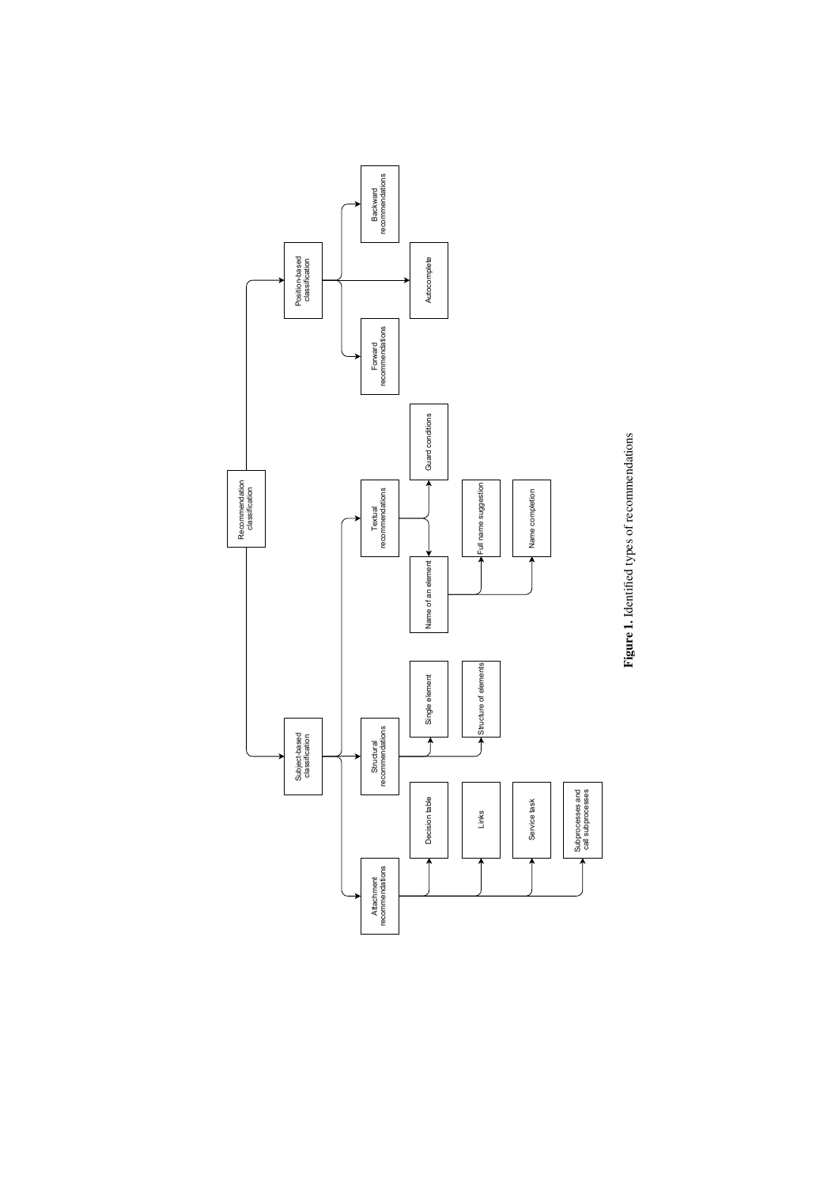- Recommendation classification
  - Subject-based classification
    - Attachment recommendations
      - Decision table
      - Links
      - Service task
      - Subprocesses and call subprocesses
    - Structural recommendations
      - Single element
      - Structure of elements
    - Textual recommendations
      - Guard conditions
      - Name of an element
        - Full name suggestion
        - Name completion
  - Position-based classification
    - Forward recommendations
    - Autocomplete
    - Backward recommendations

**Figure 1.** Identified types of recommendations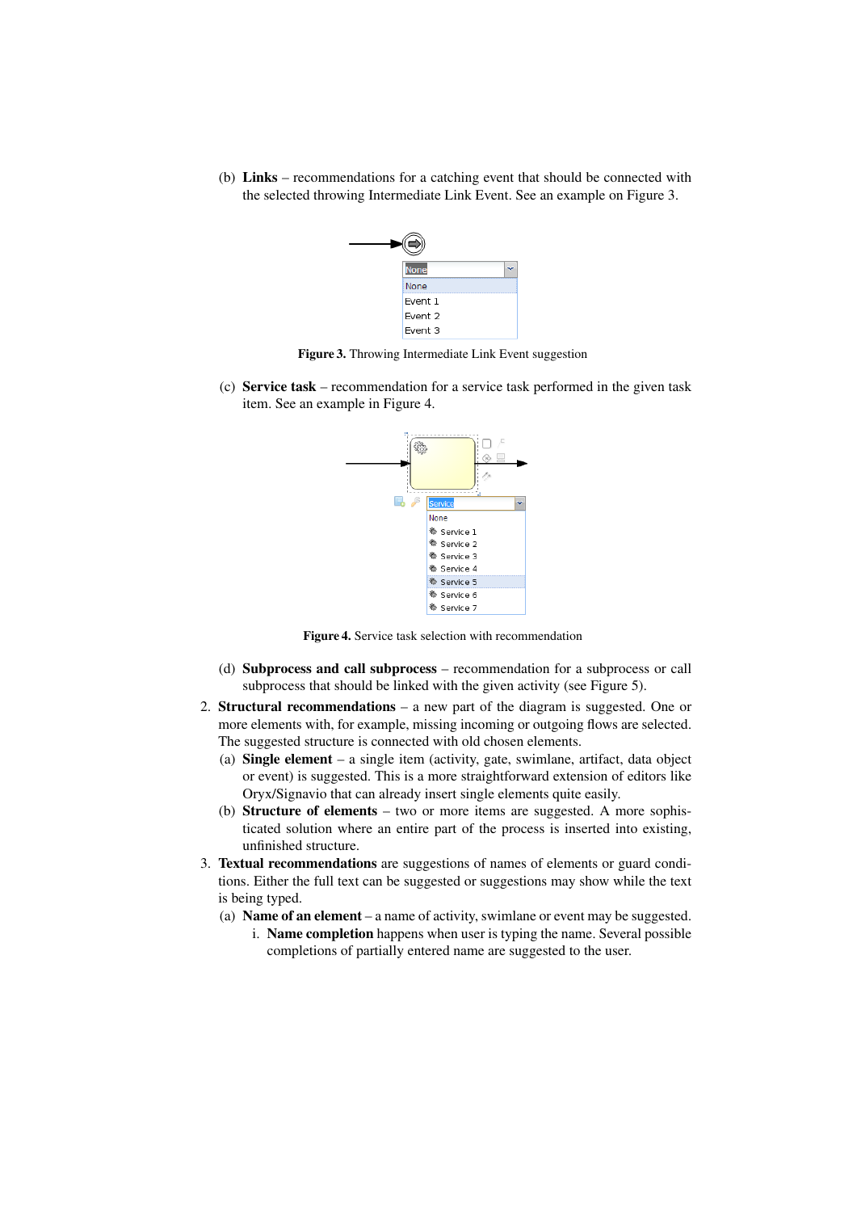(b) **Links** – recommendations for a catching event that should be connected with the selected throwing Intermediate Link Event. See an example on Figure 3.

**Figure 3.** Throwing Intermediate Link Event suggestion

(c) **Service task** – recommendation for a service task performed in the given task item. See an example in Figure 4.

**Figure 4.** Service task selection with recommendation

(d) **Subprocess and call subprocess** – recommendation for a subprocess or call subprocess that should be linked with the given activity (see Figure 5).

2. **Structural recommendations** – a new part of the diagram is suggested. One or more elements with, for example, missing incoming or outgoing flows are selected. The suggested structure is connected with old chosen elements.
   (a) **Single element** – a single item (activity, gate, swimlane, artifact, data object or event) is suggested. This is a more straightforward extension of editors like Oryx/Signavio that can already insert single elements quite easily.
   (b) **Structure of elements** – two or more items are suggested. A more sophisticated solution where an entire part of the process is inserted into existing, unfinished structure.
3. **Textual recommendations** are suggestions of names of elements or guard conditions. Either the full text can be suggested or suggestions may show while the text is being typed.
   (a) **Name of an element** – a name of activity, swimlane or event may be suggested.
      i. **Name completion** happens when user is typing the name. Several possible completions of partially entered name are suggested to the user.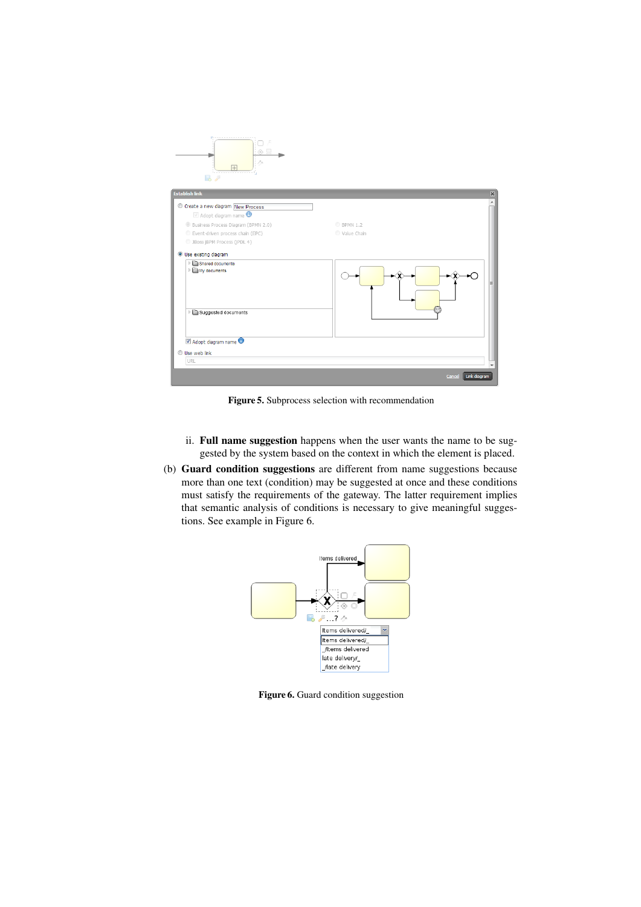**Figure 5.** Subprocess selection with recommendation

ii. **Full name suggestion** happens when the user wants the name to be suggested by the system based on the context in which the element is placed.

(b) **Guard condition suggestions** are different from name suggestions because more than one text (condition) may be suggested at once and these conditions must satisfy the requirements of the gateway. The latter requirement implies that semantic analysis of conditions is necessary to give meaningful suggestions. See example in Figure 6.

**Figure 6.** Guard condition suggestion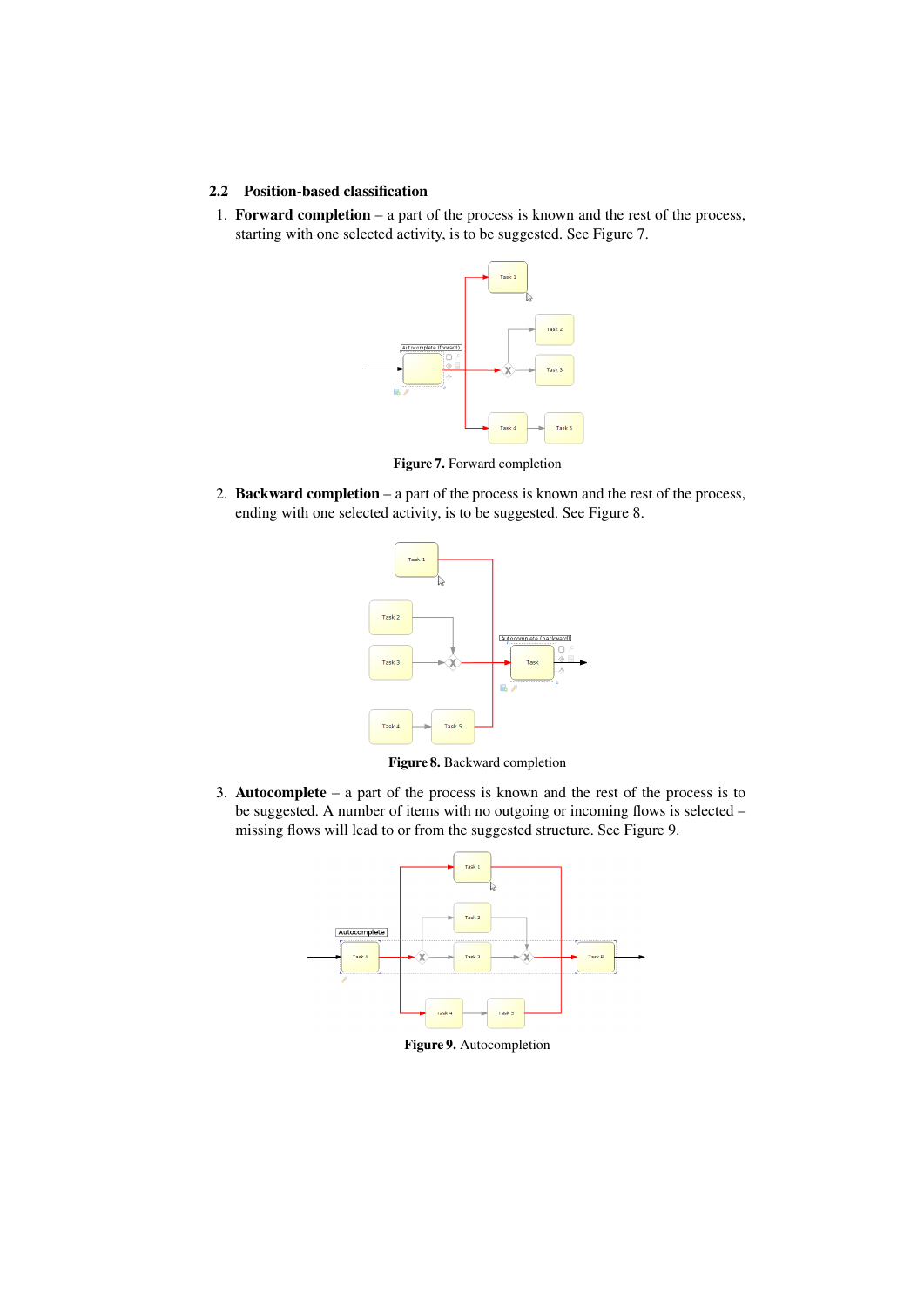## 2.2 Position-based classification

1. **Forward completion** – a part of the process is known and the rest of the process, starting with one selected activity, is to be suggested. See Figure 7.

**Figure 7.** Forward completion

2. **Backward completion** – a part of the process is known and the rest of the process, ending with one selected activity, is to be suggested. See Figure 8.

**Figure 8.** Backward completion

3. **Autocomplete** – a part of the process is known and the rest of the process is to be suggested. A number of items with no outgoing or incoming flows is selected – missing flows will lead to or from the suggested structure. See Figure 9.

**Figure 9.** Autocompletion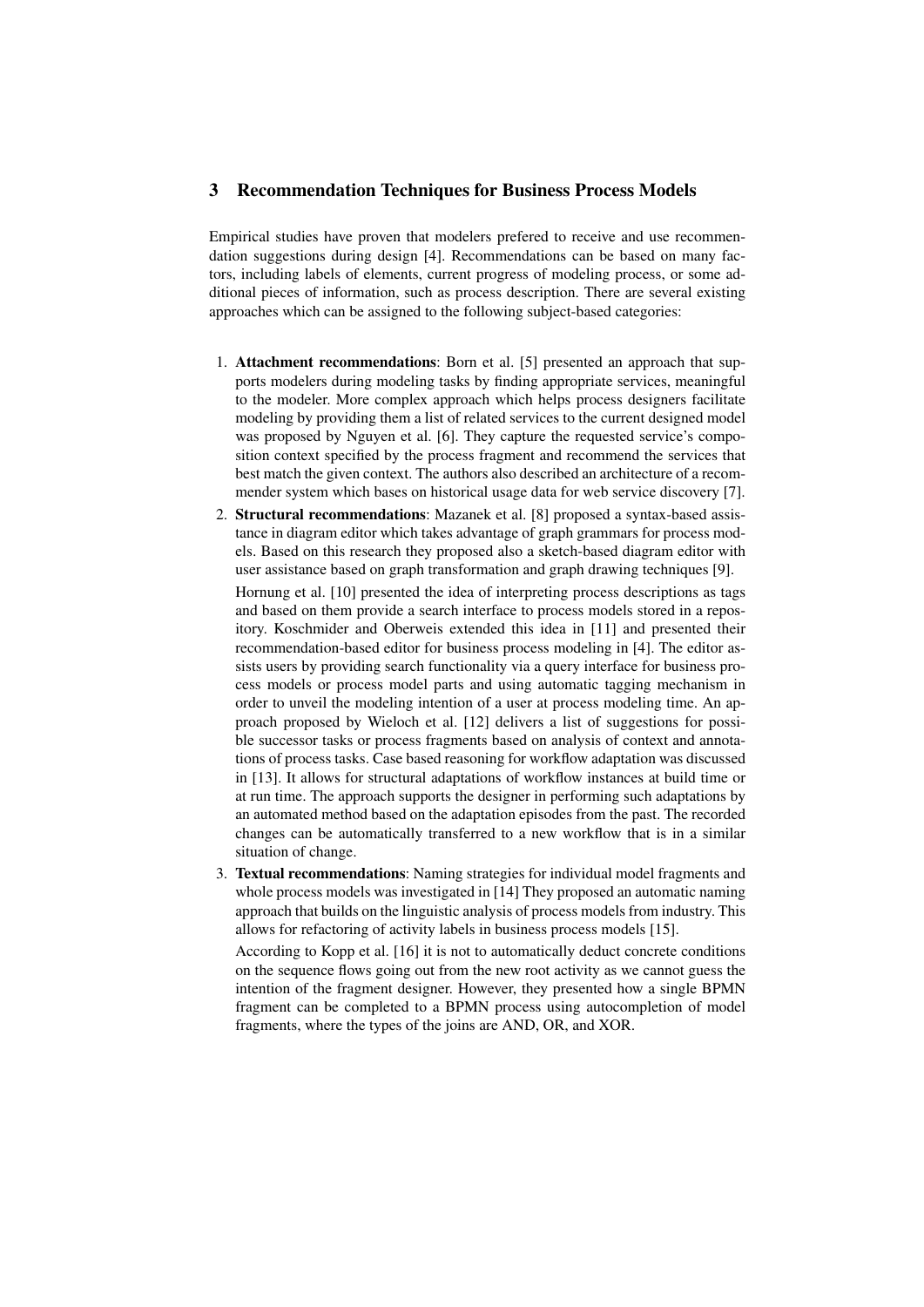## 3 Recommendation Techniques for Business Process Models

Empirical studies have proven that modelers prefered to receive and use recommendation suggestions during design [4]. Recommendations can be based on many factors, including labels of elements, current progress of modeling process, or some additional pieces of information, such as process description. There are several existing approaches which can be assigned to the following subject-based categories:

1. **Attachment recommendations**: Born et al. [5] presented an approach that supports modelers during modeling tasks by finding appropriate services, meaningful to the modeler. More complex approach which helps process designers facilitate modeling by providing them a list of related services to the current designed model was proposed by Nguyen et al. [6]. They capture the requested service's composition context specified by the process fragment and recommend the services that best match the given context. The authors also described an architecture of a recommender system which bases on historical usage data for web service discovery [7].
2. **Structural recommendations**: Mazanek et al. [8] proposed a syntax-based assistance in diagram editor which takes advantage of graph grammars for process models. Based on this research they proposed also a sketch-based diagram editor with user assistance based on graph transformation and graph drawing techniques [9].

   Hornung et al. [10] presented the idea of interpreting process descriptions as tags and based on them provide a search interface to process models stored in a repository. Koschmider and Oberweis extended this idea in [11] and presented their recommendation-based editor for business process modeling in [4]. The editor assists users by providing search functionality via a query interface for business process models or process model parts and using automatic tagging mechanism in order to unveil the modeling intention of a user at process modeling time. An approach proposed by Wieloch et al. [12] delivers a list of suggestions for possible successor tasks or process fragments based on analysis of context and annotations of process tasks. Case based reasoning for workflow adaptation was discussed in [13]. It allows for structural adaptations of workflow instances at build time or at run time. The approach supports the designer in performing such adaptations by an automated method based on the adaptation episodes from the past. The recorded changes can be automatically transferred to a new workflow that is in a similar situation of change.
3. **Textual recommendations**: Naming strategies for individual model fragments and whole process models was investigated in [14] They proposed an automatic naming approach that builds on the linguistic analysis of process models from industry. This allows for refactoring of activity labels in business process models [15].

   According to Kopp et al. [16] it is not to automatically deduct concrete conditions on the sequence flows going out from the new root activity as we cannot guess the intention of the fragment designer. However, they presented how a single BPMN fragment can be completed to a BPMN process using autocompletion of model fragments, where the types of the joins are AND, OR, and XOR.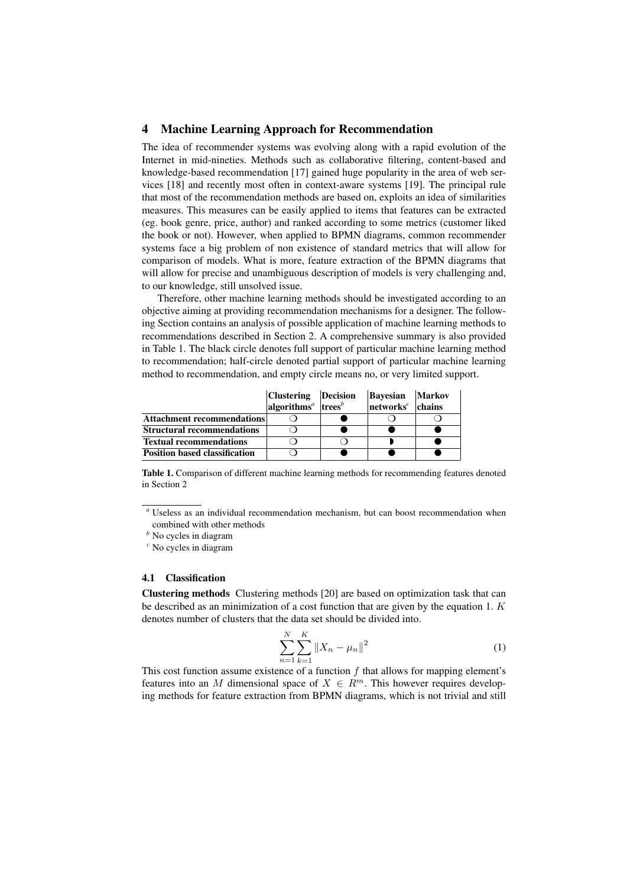## 4 Machine Learning Approach for Recommendation

The idea of recommender systems was evolving along with a rapid evolution of the Internet in mid-nineties. Methods such as collaborative filtering, content-based and knowledge-based recommendation [17] gained huge popularity in the area of web services [18] and recently most often in context-aware systems [19]. The principal rule that most of the recommendation methods are based on, exploits an idea of similarities measures. This measures can be easily applied to items that features can be extracted (eg. book genre, price, author) and ranked according to some metrics (customer liked the book or not). However, when applied to BPMN diagrams, common recommender systems face a big problem of non existence of standard metrics that will allow for comparison of models. What is more, feature extraction of the BPMN diagrams that will allow for precise and unambiguous description of models is very challenging and, to our knowledge, still unsolved issue.

Therefore, other machine learning methods should be investigated according to an objective aiming at providing recommendation mechanisms for a designer. The following Section contains an analysis of possible application of machine learning methods to recommendations described in Section 2. A comprehensive summary is also provided in Table 1. The black circle denotes full support of particular machine learning method to recommendation; half-circle denoted partial support of particular machine learning method to recommendation, and empty circle means no, or very limited support.

| | Clustering algorithms[a] | Decision trees[b] | Bayesian networks[c] | Markov chains |
|---|---|---|---|---|
| **Attachment recommendations** | ❍ | ● | ❍ | ❍ |
| **Structural recommendations** | ❍ | ● | ● | ● |
| **Textual recommendations** | ❍ | ❍ | ◗ | ● |
| **Position based classification** | ❍ | ● | ● | ● |

**Table 1.** Comparison of different machine learning methods for recommending features denoted in Section 2

[a] Useless as an individual recommendation mechanism, but can boost recommendation when combined with other methods

[b] No cycles in diagram

[c] No cycles in diagram

### 4.1 Classification

**Clustering methods** Clustering methods [20] are based on optimization task that can be described as an minimization of a cost function that are given by the equation 1. $K$ denotes number of clusters that the data set should be divided into.

$$\sum_{n=1}^{N}\sum_{k=1}^{K}\|X_n - \mu_n\|^2 \tag{1}$$

This cost function assume existence of a function $f$ that allows for mapping element's features into an $M$ dimensional space of $X \in R^m$. This however requires developing methods for feature extraction from BPMN diagrams, which is not trivial and still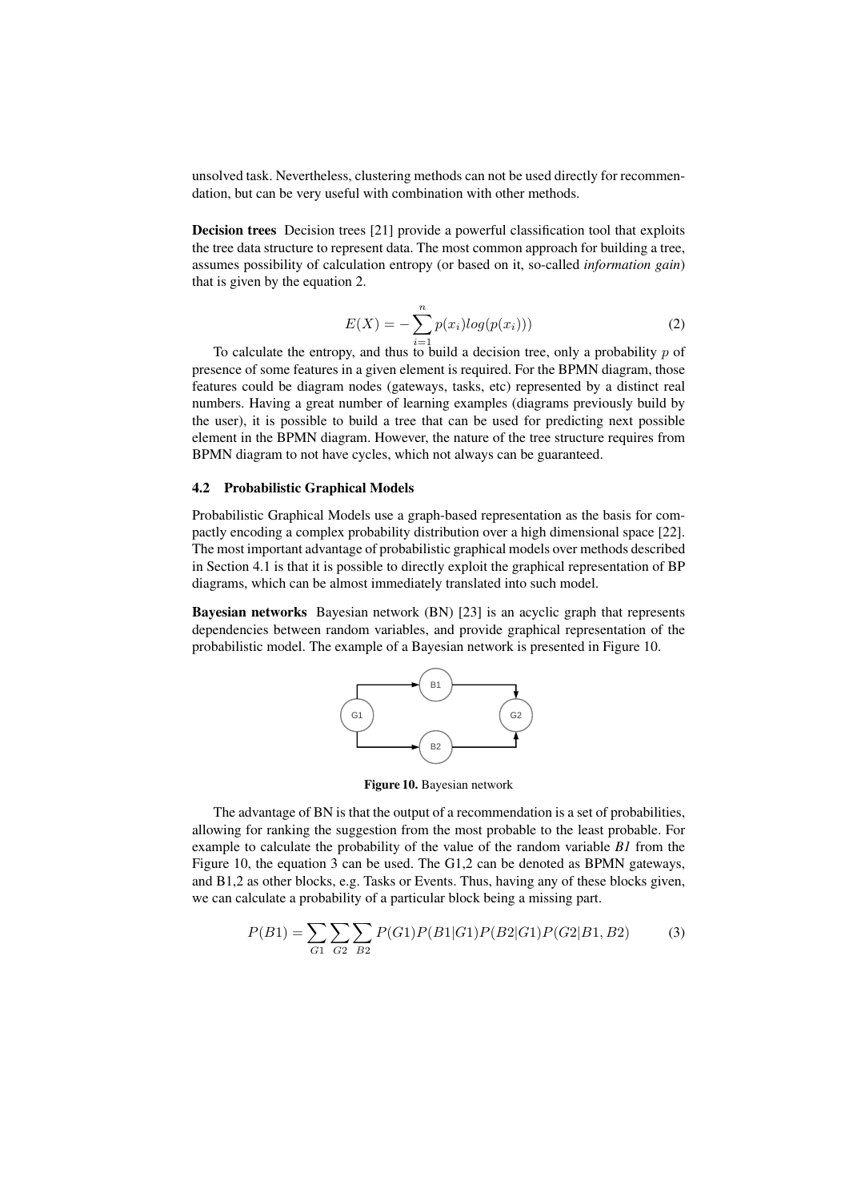unsolved task. Nevertheless, clustering methods can not be used directly for recommendation, but can be very useful with combination with other methods.

**Decision trees** Decision trees [21] provide a powerful classification tool that exploits the tree data structure to represent data. The most common approach for building a tree, assumes possibility of calculation entropy (or based on it, so-called *information gain*) that is given by the equation 2.

$$E(X) = -\sum_{i=1}^{n} p(x_i)log(p(x_i))) \tag{2}$$

To calculate the entropy, and thus to build a decision tree, only a probability $p$ of presence of some features in a given element is required. For the BPMN diagram, those features could be diagram nodes (gateways, tasks, etc) represented by a distinct real numbers. Having a great number of learning examples (diagrams previously build by the user), it is possible to build a tree that can be used for predicting next possible element in the BPMN diagram. However, the nature of the tree structure requires from BPMN diagram to not have cycles, which not always can be guaranteed.

### 4.2 Probabilistic Graphical Models

Probabilistic Graphical Models use a graph-based representation as the basis for compactly encoding a complex probability distribution over a high dimensional space [22]. The most important advantage of probabilistic graphical models over methods described in Section 4.1 is that it is possible to directly exploit the graphical representation of BP diagrams, which can be almost immediately translated into such model.

**Bayesian networks** Bayesian network (BN) [23] is an acyclic graph that represents dependencies between random variables, and provide graphical representation of the probabilistic model. The example of a Bayesian network is presented in Figure 10.

**Figure 10.** Bayesian network

The advantage of BN is that the output of a recommendation is a set of probabilities, allowing for ranking the suggestion from the most probable to the least probable. For example to calculate the probability of the value of the random variable *B1* from the Figure 10, the equation 3 can be used. The G1,2 can be denoted as BPMN gateways, and B1,2 as other blocks, e.g. Tasks or Events. Thus, having any of these blocks given, we can calculate a probability of a particular block being a missing part.

$$P(B1) = \sum_{G1}\sum_{G2}\sum_{B2} P(G1)P(B1|G1)P(B2|G1)P(G2|B1, B2) \tag{3}$$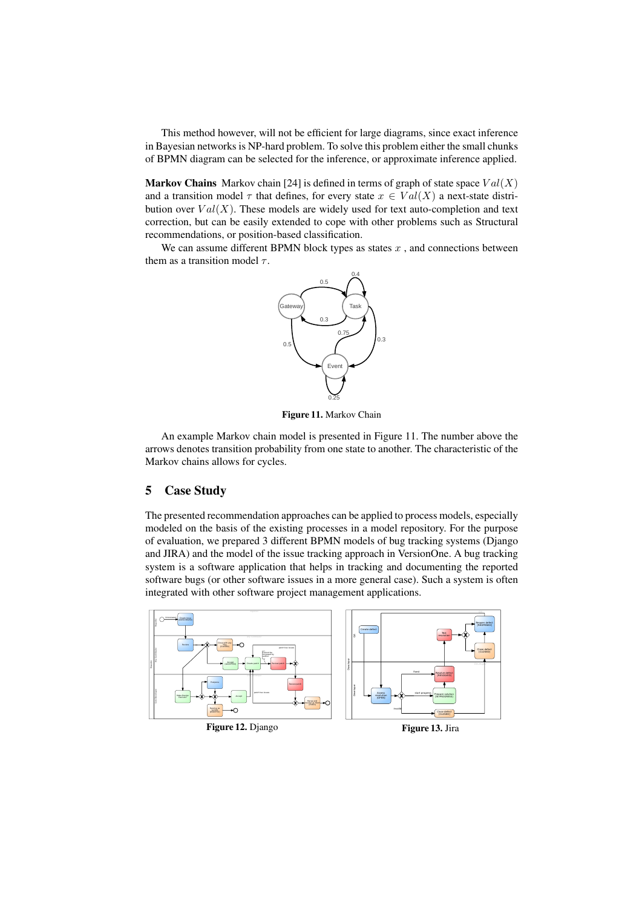This method however, will not be efficient for large diagrams, since exact inference in Bayesian networks is NP-hard problem. To solve this problem either the small chunks of BPMN diagram can be selected for the inference, or approximate inference applied.

**Markov Chains** Markov chain [24] is defined in terms of graph of state space $Val(X)$ and a transition model $\tau$ that defines, for every state $x \in Val(X)$ a next-state distribution over $Val(X)$. These models are widely used for text auto-completion and text correction, but can be easily extended to cope with other problems such as Structural recommendations, or position-based classification.

We can assume different BPMN block types as states $x$ , and connections between them as a transition model $\tau$.

**Figure 11.** Markov Chain

An example Markov chain model is presented in Figure 11. The number above the arrows denotes transition probability from one state to another. The characteristic of the Markov chains allows for cycles.

## 5 Case Study

The presented recommendation approaches can be applied to process models, especially modeled on the basis of the existing processes in a model repository. For the purpose of evaluation, we prepared 3 different BPMN models of bug tracking systems (Django and JIRA) and the model of the issue tracking approach in VersionOne. A bug tracking system is a software application that helps in tracking and documenting the reported software bugs (or other software issues in a more general case). Such a system is often integrated with other software project management applications.

**Figure 12.** Django

**Figure 13.** Jira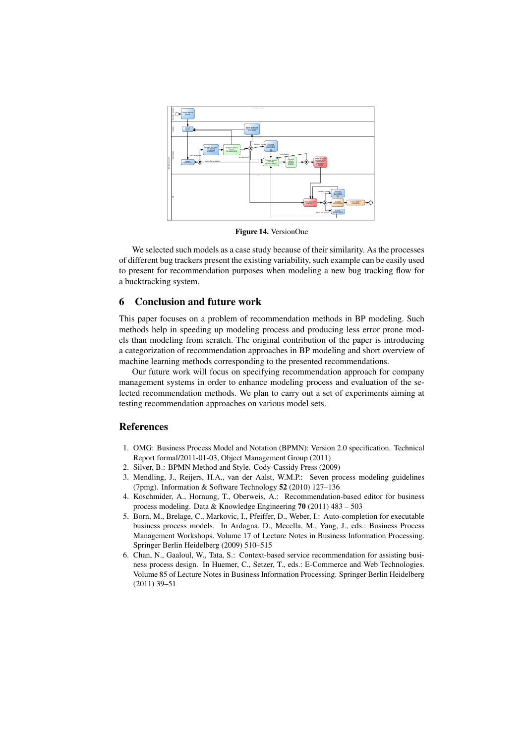**Figure 14.** VersionOne

We selected such models as a case study because of their similarity. As the processes of different bug trackers present the existing variability, such example can be easily used to present for recommendation purposes when modeling a new bug tracking flow for a bucktracking system.

## 6 Conclusion and future work

This paper focuses on a problem of recommendation methods in BP modeling. Such methods help in speeding up modeling process and producing less error prone models than modeling from scratch. The original contribution of the paper is introducing a categorization of recommendation approaches in BP modeling and short overview of machine learning methods corresponding to the presented recommendations.

Our future work will focus on specifying recommendation approach for company management systems in order to enhance modeling process and evaluation of the selected recommendation methods. We plan to carry out a set of experiments aiming at testing recommendation approaches on various model sets.

## References

1. OMG: Business Process Model and Notation (BPMN): Version 2.0 specification. Technical Report formal/2011-01-03, Object Management Group (2011)
2. Silver, B.: BPMN Method and Style. Cody-Cassidy Press (2009)
3. Mendling, J., Reijers, H.A., van der Aalst, W.M.P.: Seven process modeling guidelines (7pmg). Information & Software Technology **52** (2010) 127–136
4. Koschmider, A., Hornung, T., Oberweis, A.: Recommendation-based editor for business process modeling. Data & Knowledge Engineering **70** (2011) 483 – 503
5. Born, M., Brelage, C., Markovic, I., Pfeiffer, D., Weber, I.: Auto-completion for executable business process models. In Ardagna, D., Mecella, M., Yang, J., eds.: Business Process Management Workshops. Volume 17 of Lecture Notes in Business Information Processing. Springer Berlin Heidelberg (2009) 510–515
6. Chan, N., Gaaloul, W., Tata, S.: Context-based service recommendation for assisting business process design. In Huemer, C., Setzer, T., eds.: E-Commerce and Web Technologies. Volume 85 of Lecture Notes in Business Information Processing. Springer Berlin Heidelberg (2011) 39–51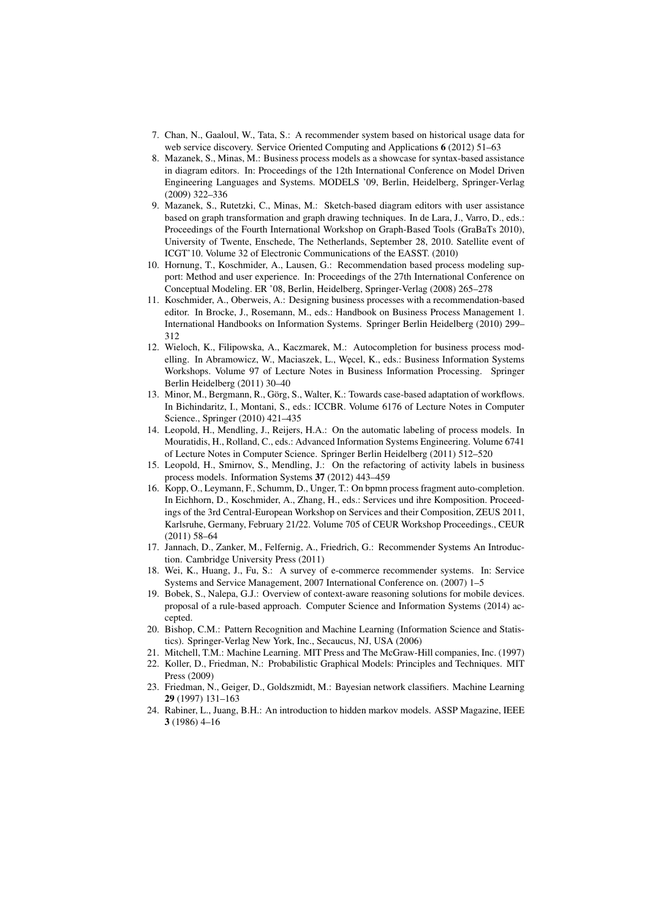7. Chan, N., Gaaloul, W., Tata, S.: A recommender system based on historical usage data for web service discovery. Service Oriented Computing and Applications **6** (2012) 51–63
8. Mazanek, S., Minas, M.: Business process models as a showcase for syntax-based assistance in diagram editors. In: Proceedings of the 12th International Conference on Model Driven Engineering Languages and Systems. MODELS '09, Berlin, Heidelberg, Springer-Verlag (2009) 322–336
9. Mazanek, S., Rutetzki, C., Minas, M.: Sketch-based diagram editors with user assistance based on graph transformation and graph drawing techniques. In de Lara, J., Varro, D., eds.: Proceedings of the Fourth International Workshop on Graph-Based Tools (GraBaTs 2010), University of Twente, Enschede, The Netherlands, September 28, 2010. Satellite event of ICGT'10. Volume 32 of Electronic Communications of the EASST. (2010)
10. Hornung, T., Koschmider, A., Lausen, G.: Recommendation based process modeling support: Method and user experience. In: Proceedings of the 27th International Conference on Conceptual Modeling. ER '08, Berlin, Heidelberg, Springer-Verlag (2008) 265–278
11. Koschmider, A., Oberweis, A.: Designing business processes with a recommendation-based editor. In Brocke, J., Rosemann, M., eds.: Handbook on Business Process Management 1. International Handbooks on Information Systems. Springer Berlin Heidelberg (2010) 299–312
12. Wieloch, K., Filipowska, A., Kaczmarek, M.: Autocompletion for business process modelling. In Abramowicz, W., Maciaszek, L., Węcel, K., eds.: Business Information Systems Workshops. Volume 97 of Lecture Notes in Business Information Processing. Springer Berlin Heidelberg (2011) 30–40
13. Minor, M., Bergmann, R., Görg, S., Walter, K.: Towards case-based adaptation of workflows. In Bichindaritz, I., Montani, S., eds.: ICCBR. Volume 6176 of Lecture Notes in Computer Science., Springer (2010) 421–435
14. Leopold, H., Mendling, J., Reijers, H.A.: On the automatic labeling of process models. In Mouratidis, H., Rolland, C., eds.: Advanced Information Systems Engineering. Volume 6741 of Lecture Notes in Computer Science. Springer Berlin Heidelberg (2011) 512–520
15. Leopold, H., Smirnov, S., Mendling, J.: On the refactoring of activity labels in business process models. Information Systems **37** (2012) 443–459
16. Kopp, O., Leymann, F., Schumm, D., Unger, T.: On bpmn process fragment auto-completion. In Eichhorn, D., Koschmider, A., Zhang, H., eds.: Services und ihre Komposition. Proceedings of the 3rd Central-European Workshop on Services and their Composition, ZEUS 2011, Karlsruhe, Germany, February 21/22. Volume 705 of CEUR Workshop Proceedings., CEUR (2011) 58–64
17. Jannach, D., Zanker, M., Felfernig, A., Friedrich, G.: Recommender Systems An Introduction. Cambridge University Press (2011)
18. Wei, K., Huang, J., Fu, S.: A survey of e-commerce recommender systems. In: Service Systems and Service Management, 2007 International Conference on. (2007) 1–5
19. Bobek, S., Nalepa, G.J.: Overview of context-aware reasoning solutions for mobile devices. proposal of a rule-based approach. Computer Science and Information Systems (2014) accepted.
20. Bishop, C.M.: Pattern Recognition and Machine Learning (Information Science and Statistics). Springer-Verlag New York, Inc., Secaucus, NJ, USA (2006)
21. Mitchell, T.M.: Machine Learning. MIT Press and The McGraw-Hill companies, Inc. (1997)
22. Koller, D., Friedman, N.: Probabilistic Graphical Models: Principles and Techniques. MIT Press (2009)
23. Friedman, N., Geiger, D., Goldszmidt, M.: Bayesian network classifiers. Machine Learning **29** (1997) 131–163
24. Rabiner, L., Juang, B.H.: An introduction to hidden markov models. ASSP Magazine, IEEE **3** (1986) 4–16